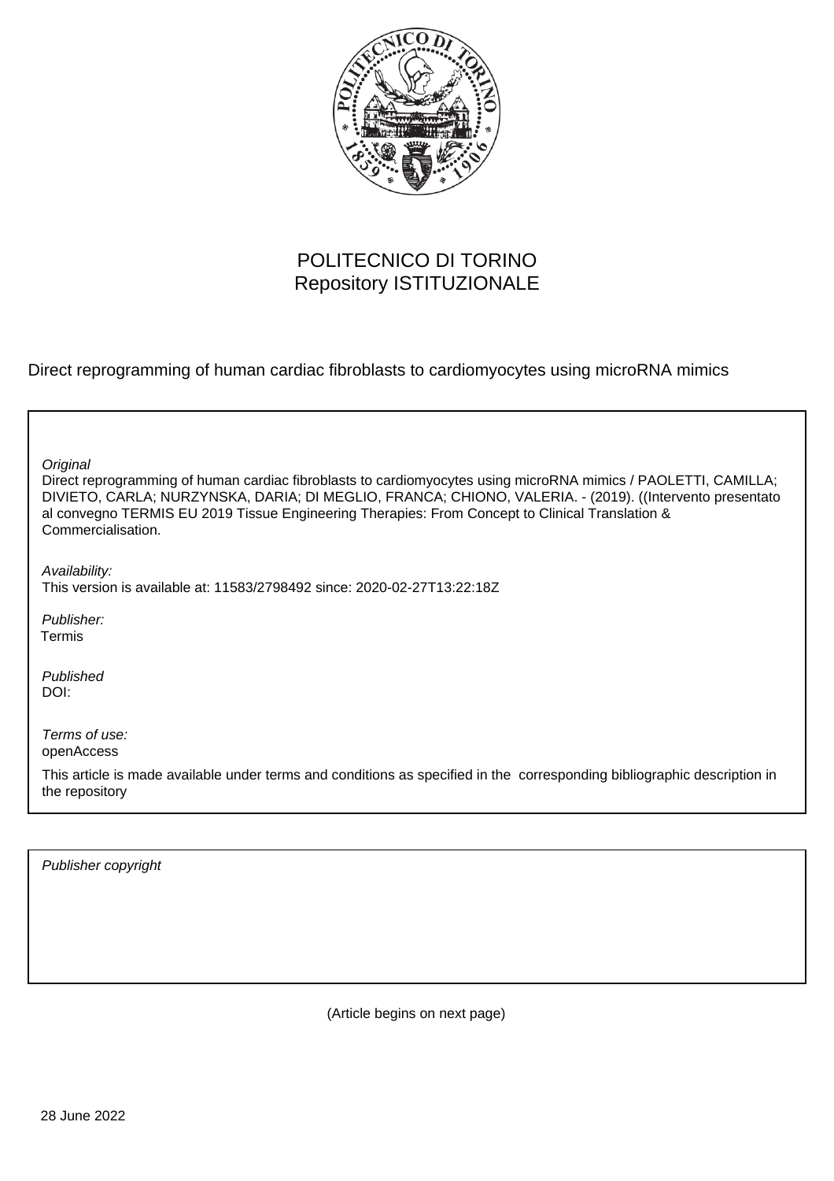POLITECNICO DI TORINO
Repository ISTITUZIONALE

Direct reprogramming of human cardiac fibroblasts to cardiomyocytes using microRNA mimics

*Original*
Direct reprogramming of human cardiac fibroblasts to cardiomyocytes using microRNA mimics / PAOLETTI, CAMILLA; DIVIETO, CARLA; NURZYNSKA, DARIA; DI MEGLIO, FRANCA; CHIONO, VALERIA. - (2019). ((Intervento presentato al convegno TERMIS EU 2019 Tissue Engineering Therapies: From Concept to Clinical Translation & Commercialisation.

*Availability:*
This version is available at: 11583/2798492 since: 2020-02-27T13:22:18Z

*Publisher:*
Termis

*Published*
DOI:

*Terms of use:*
openAccess

This article is made available under terms and conditions as specified in the corresponding bibliographic description in the repository

*Publisher copyright*

(Article begins on next page)

28 June 2022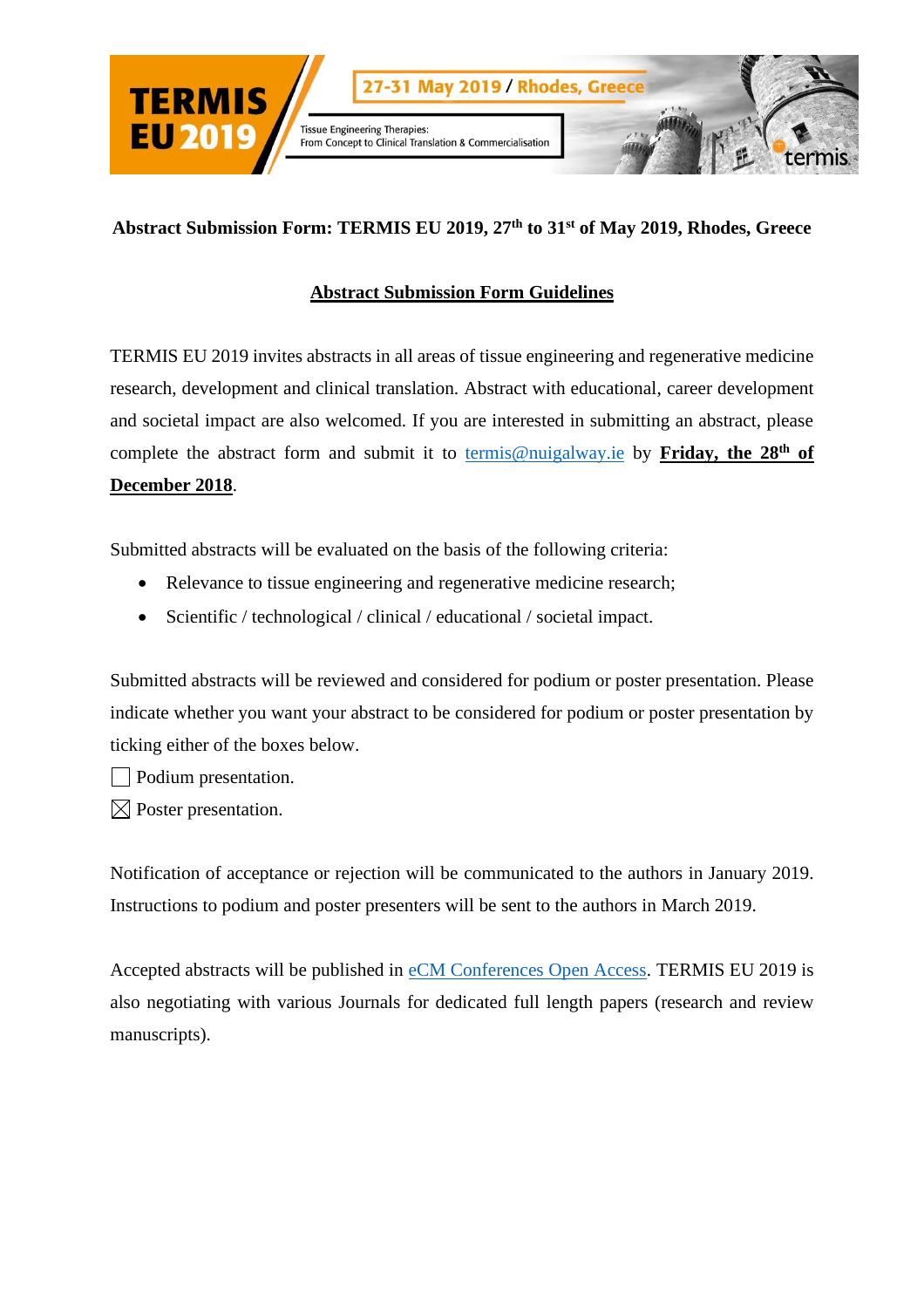**Abstract Submission Form: TERMIS EU 2019, 27th to 31st of May 2019, Rhodes, Greece**

**Abstract Submission Form Guidelines**

TERMIS EU 2019 invites abstracts in all areas of tissue engineering and regenerative medicine research, development and clinical translation. Abstract with educational, career development and societal impact are also welcomed. If you are interested in submitting an abstract, please complete the abstract form and submit it to termis@nuigalway.ie by **Friday, the 28th of December 2018**.

Submitted abstracts will be evaluated on the basis of the following criteria:

- Relevance to tissue engineering and regenerative medicine research;
- Scientific / technological / clinical / educational / societal impact.

Submitted abstracts will be reviewed and considered for podium or poster presentation. Please indicate whether you want your abstract to be considered for podium or poster presentation by ticking either of the boxes below.

☐ Podium presentation.

☒ Poster presentation.

Notification of acceptance or rejection will be communicated to the authors in January 2019. Instructions to podium and poster presenters will be sent to the authors in March 2019.

Accepted abstracts will be published in eCM Conferences Open Access. TERMIS EU 2019 is also negotiating with various Journals for dedicated full length papers (research and review manuscripts).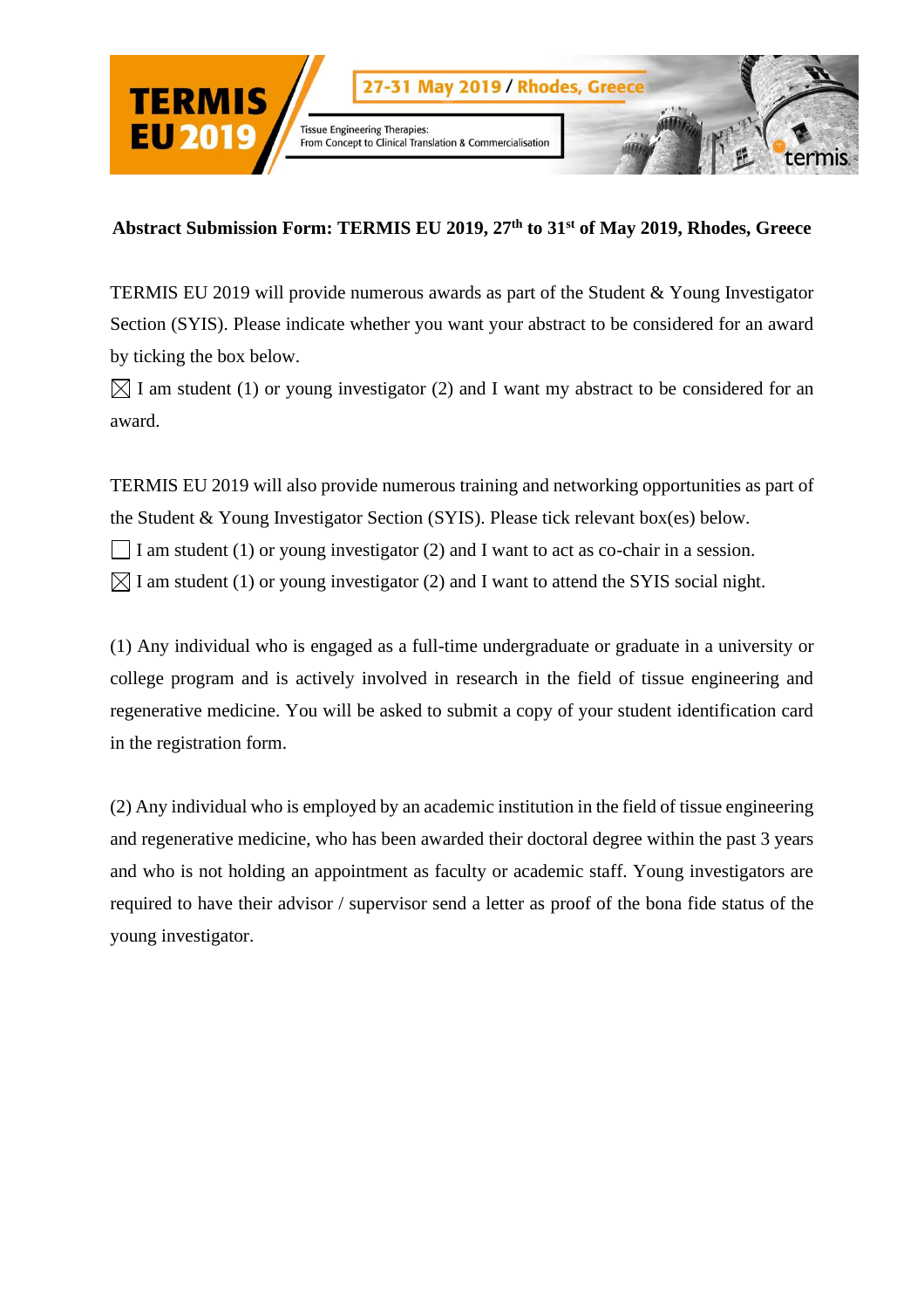**Abstract Submission Form: TERMIS EU 2019, 27th to 31st of May 2019, Rhodes, Greece**

TERMIS EU 2019 will provide numerous awards as part of the Student & Young Investigator Section (SYIS). Please indicate whether you want your abstract to be considered for an award by ticking the box below.

☒ I am student (1) or young investigator (2) and I want my abstract to be considered for an award.

TERMIS EU 2019 will also provide numerous training and networking opportunities as part of the Student & Young Investigator Section (SYIS). Please tick relevant box(es) below.

☐ I am student (1) or young investigator (2) and I want to act as co-chair in a session.

☒ I am student (1) or young investigator (2) and I want to attend the SYIS social night.

(1) Any individual who is engaged as a full-time undergraduate or graduate in a university or college program and is actively involved in research in the field of tissue engineering and regenerative medicine. You will be asked to submit a copy of your student identification card in the registration form.

(2) Any individual who is employed by an academic institution in the field of tissue engineering and regenerative medicine, who has been awarded their doctoral degree within the past 3 years and who is not holding an appointment as faculty or academic staff. Young investigators are required to have their advisor / supervisor send a letter as proof of the bona fide status of the young investigator.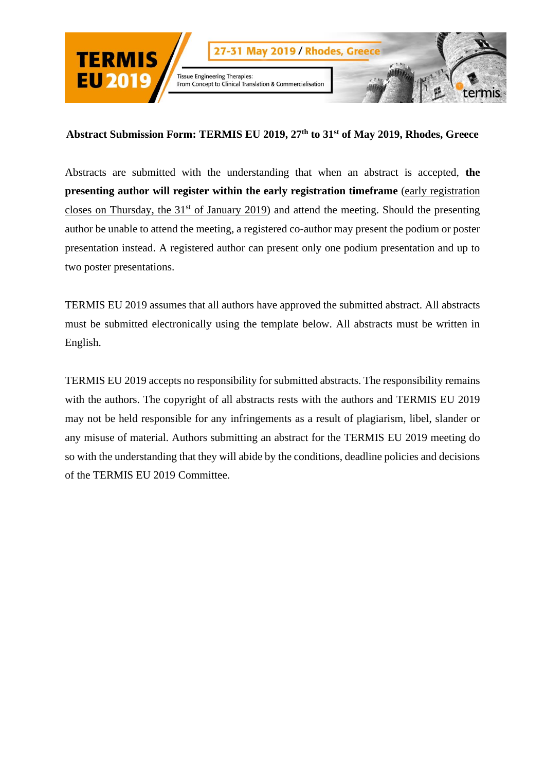**Abstract Submission Form: TERMIS EU 2019, 27th to 31st of May 2019, Rhodes, Greece**

Abstracts are submitted with the understanding that when an abstract is accepted, **the presenting author will register within the early registration timeframe** (early registration closes on Thursday, the 31st of January 2019) and attend the meeting. Should the presenting author be unable to attend the meeting, a registered co-author may present the podium or poster presentation instead. A registered author can present only one podium presentation and up to two poster presentations.

TERMIS EU 2019 assumes that all authors have approved the submitted abstract. All abstracts must be submitted electronically using the template below. All abstracts must be written in English.

TERMIS EU 2019 accepts no responsibility for submitted abstracts. The responsibility remains with the authors. The copyright of all abstracts rests with the authors and TERMIS EU 2019 may not be held responsible for any infringements as a result of plagiarism, libel, slander or any misuse of material. Authors submitting an abstract for the TERMIS EU 2019 meeting do so with the understanding that they will abide by the conditions, deadline policies and decisions of the TERMIS EU 2019 Committee.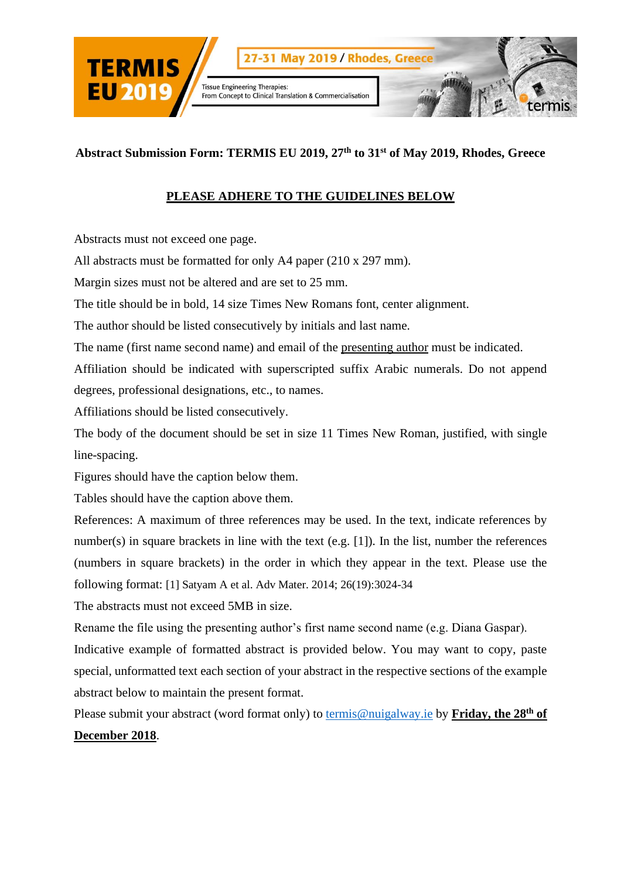**Abstract Submission Form: TERMIS EU 2019, 27th to 31st of May 2019, Rhodes, Greece**

**PLEASE ADHERE TO THE GUIDELINES BELOW**

Abstracts must not exceed one page.

All abstracts must be formatted for only A4 paper (210 x 297 mm).

Margin sizes must not be altered and are set to 25 mm.

The title should be in bold, 14 size Times New Romans font, center alignment.

The author should be listed consecutively by initials and last name.

The name (first name second name) and email of the presenting author must be indicated.

Affiliation should be indicated with superscripted suffix Arabic numerals. Do not append degrees, professional designations, etc., to names.

Affiliations should be listed consecutively.

The body of the document should be set in size 11 Times New Roman, justified, with single line-spacing.

Figures should have the caption below them.

Tables should have the caption above them.

References: A maximum of three references may be used. In the text, indicate references by number(s) in square brackets in line with the text (e.g. [1]). In the list, number the references (numbers in square brackets) in the order in which they appear in the text. Please use the following format: [1] Satyam A et al. Adv Mater. 2014; 26(19):3024-34

The abstracts must not exceed 5MB in size.

Rename the file using the presenting author's first name second name (e.g. Diana Gaspar).

Indicative example of formatted abstract is provided below. You may want to copy, paste special, unformatted text each section of your abstract in the respective sections of the example abstract below to maintain the present format.

Please submit your abstract (word format only) to termis@nuigalway.ie by **Friday, the 28th of December 2018**.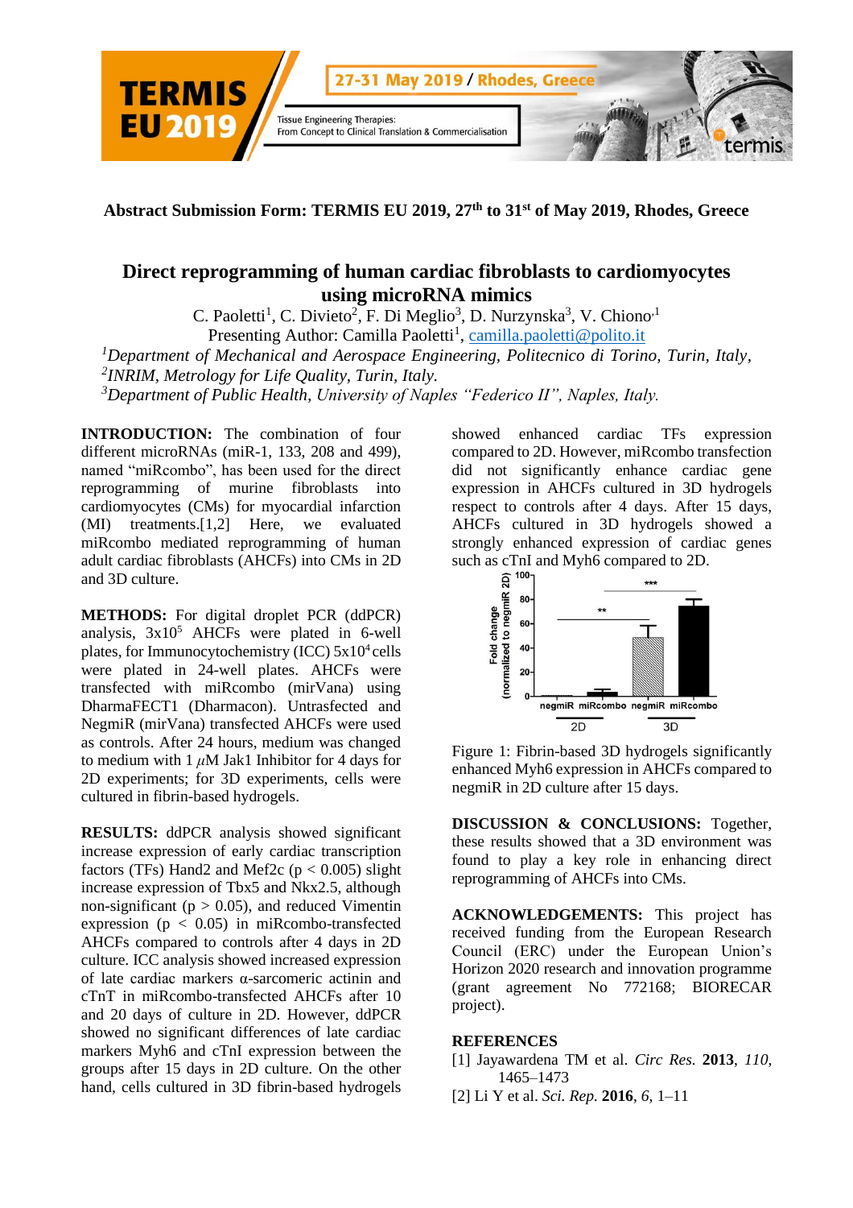**Abstract Submission Form: TERMIS EU 2019, 27th to 31st of May 2019, Rhodes, Greece**

# Direct reprogramming of human cardiac fibroblasts to cardiomyocytes using microRNA mimics

C. Paoletti[1], C. Divieto[2], F. Di Meglio[3], D. Nurzynska[3], V. Chiono[1]

Presenting Author: Camilla Paoletti[1], camilla.paoletti@polito.it

[1]*Department of Mechanical and Aerospace Engineering, Politecnico di Torino, Turin, Italy,*
[2]*INRIM, Metrology for Life Quality, Turin, Italy.*
[3]*Department of Public Health, University of Naples "Federico II", Naples, Italy.*

**INTRODUCTION:** The combination of four different microRNAs (miR-1, 133, 208 and 499), named "miRcombo", has been used for the direct reprogramming of murine fibroblasts into cardiomyocytes (CMs) for myocardial infarction (MI) treatments.[1,2] Here, we evaluated miRcombo mediated reprogramming of human adult cardiac fibroblasts (AHCFs) into CMs in 2D and 3D culture.

**METHODS:** For digital droplet PCR (ddPCR) analysis, $3x10^5$ AHCFs were plated in 6-well plates, for Immunocytochemistry (ICC) $5x10^4$ cells were plated in 24-well plates. AHCFs were transfected with miRcombo (mirVana) using DharmaFECT1 (Dharmacon). Untrasfected and NegmiR (mirVana) transfected AHCFs were used as controls. After 24 hours, medium was changed to medium with 1 $\mu$M Jak1 Inhibitor for 4 days for 2D experiments; for 3D experiments, cells were cultured in fibrin-based hydrogels.

**RESULTS:** ddPCR analysis showed significant increase expression of early cardiac transcription factors (TFs) Hand2 and Mef2c ($p < 0.005$) slight increase expression of Tbx5 and Nkx2.5, although non-significant ($p > 0.05$), and reduced Vimentin expression ($p < 0.05$) in miRcombo-transfected AHCFs compared to controls after 4 days in 2D culture. ICC analysis showed increased expression of late cardiac markers α-sarcomeric actinin and cTnT in miRcombo-transfected AHCFs after 10 and 20 days of culture in 2D. However, ddPCR showed no significant differences of late cardiac markers Myh6 and cTnI expression between the groups after 15 days in 2D culture. On the other hand, cells cultured in 3D fibrin-based hydrogels showed enhanced cardiac TFs expression compared to 2D. However, miRcombo transfection did not significantly enhance cardiac gene expression in AHCFs cultured in 3D hydrogels respect to controls after 4 days. After 15 days, AHCFs cultured in 3D hydrogels showed a strongly enhanced expression of cardiac genes such as cTnI and Myh6 compared to 2D.

Fold change (normalized to negmiR 2D)
100
80
60
40
20
0
**
***
negmiR miRcombo negmiR miRcombo
2D
3D

Figure 1: Fibrin-based 3D hydrogels significantly enhanced Myh6 expression in AHCFs compared to negmiR in 2D culture after 15 days.

**DISCUSSION & CONCLUSIONS:** Together, these results showed that a 3D environment was found to play a key role in enhancing direct reprogramming of AHCFs into CMs.

**ACKNOWLEDGEMENTS:** This project has received funding from the European Research Council (ERC) under the European Union's Horizon 2020 research and innovation programme (grant agreement No 772168; BIORECAR project).

**REFERENCES**

[1] Jayawardena TM et al. *Circ Res.* **2013**, *110*, 1465–1473

[2] Li Y et al. *Sci. Rep.* **2016**, *6*, 1–11